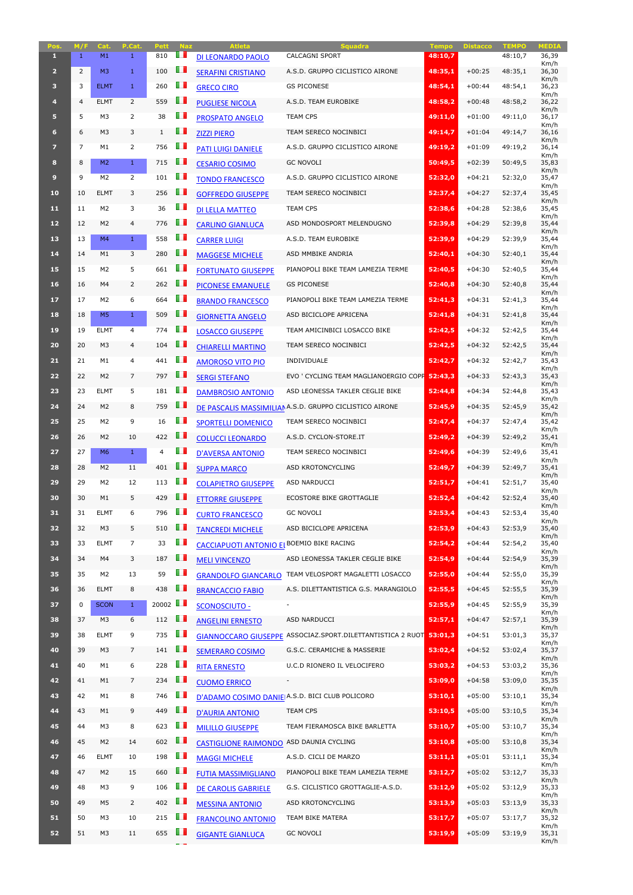| Pos. | M/F | Cat. | P.Cat. | Pett | Naz | Atleta | Squadra | Tempo | Distacco | TEMPO | MEDIA |
|---|---|---|---|---|---|---|---|---|---|---|---|
| 1 | 1 | M1 | 1 | 810 | | DI LEONARDO PAOLO | CALCAGNI SPORT | 48:10,7 | | 48:10,7 | 36,39 Km/h |
| 2 | 2 | M3 | 1 | 100 | | SERAFINI CRISTIANO | A.S.D. GRUPPO CICLISTICO AIRONE | 48:35,1 | +00:25 | 48:35,1 | 36,30 Km/h |
| 3 | 3 | ELMT | 1 | 260 | | GRECO CIRO | GS PICONESE | 48:54,1 | +00:44 | 48:54,1 | 36,23 Km/h |
| 4 | 4 | ELMT | 2 | 559 | | PUGLIESE NICOLA | A.S.D. TEAM EUROBIKE | 48:58,2 | +00:48 | 48:58,2 | 36,22 Km/h |
| 5 | 5 | M3 | 2 | 38 | | PROSPATO ANGELO | TEAM CPS | 49:11,0 | +01:00 | 49:11,0 | 36,17 Km/h |
| 6 | 6 | M3 | 3 | 1 | | ZIZZI PIERO | TEAM SERECO NOCINBICI | 49:14,7 | +01:04 | 49:14,7 | 36,16 Km/h |
| 7 | 7 | M1 | 2 | 756 | | PATI LUIGI DANIELE | A.S.D. GRUPPO CICLISTICO AIRONE | 49:19,2 | +01:09 | 49:19,2 | 36,14 Km/h |
| 8 | 8 | M2 | 1 | 715 | | CESARIO COSIMO | GC NOVOLI | 50:49,5 | +02:39 | 50:49,5 | 35,83 Km/h |
| 9 | 9 | M2 | 2 | 101 | | TONDO FRANCESCO | A.S.D. GRUPPO CICLISTICO AIRONE | 52:32,0 | +04:21 | 52:32,0 | 35,47 Km/h |
| 10 | 10 | ELMT | 3 | 256 | | GOFFREDO GIUSEPPE | TEAM SERECO NOCINBICI | 52:37,4 | +04:27 | 52:37,4 | 35,45 Km/h |
| 11 | 11 | M2 | 3 | 36 | | DI LELLA MATTEO | TEAM CPS | 52:38,6 | +04:28 | 52:38,6 | 35,45 Km/h |
| 12 | 12 | M2 | 4 | 776 | | CARLINO GIANLUCA | ASD MONDOSPORT MELENDUGNO | 52:39,8 | +04:29 | 52:39,8 | 35,44 Km/h |
| 13 | 13 | M4 | 1 | 558 | | CARRER LUIGI | A.S.D. TEAM EUROBIKE | 52:39,9 | +04:29 | 52:39,9 | 35,44 Km/h |
| 14 | 14 | M1 | 3 | 280 | | MAGGESE MICHELE | ASD MMBIKE ANDRIA | 52:40,1 | +04:30 | 52:40,1 | 35,44 Km/h |
| 15 | 15 | M2 | 5 | 661 | | FORTUNATO GIUSEPPE | PIANOPOLI BIKE TEAM LAMEZIA TERME | 52:40,5 | +04:30 | 52:40,5 | 35,44 Km/h |
| 16 | 16 | M4 | 2 | 262 | | PICONESE EMANUELE | GS PICONESE | 52:40,8 | +04:30 | 52:40,8 | 35,44 Km/h |
| 17 | 17 | M2 | 6 | 664 | | BRANDO FRANCESCO | PIANOPOLI BIKE TEAM LAMEZIA TERME | 52:41,3 | +04:31 | 52:41,3 | 35,44 Km/h |
| 18 | 18 | M5 | 1 | 509 | | GIORNETTA ANGELO | ASD BICICLOPE APRICENA | 52:41,8 | +04:31 | 52:41,8 | 35,44 Km/h |
| 19 | 19 | ELMT | 4 | 774 | | LOSACCO GIUSEPPE | TEAM AMICINBICI LOSACCO BIKE | 52:42,5 | +04:32 | 52:42,5 | 35,44 Km/h |
| 20 | 20 | M3 | 4 | 104 | | CHIARELLI MARTINO | TEAM SERECO NOCINBICI | 52:42,5 | +04:32 | 52:42,5 | 35,44 Km/h |
| 21 | 21 | M1 | 4 | 441 | | AMOROSO VITO PIO | INDIVIDUALE | 52:42,7 | +04:32 | 52:42,7 | 35,43 Km/h |
| 22 | 22 | M2 | 7 | 797 | | SERGI STEFANO | EVO ' CYCLING TEAM MAGLIANOERGIO COPP | 52:43,3 | +04:33 | 52:43,3 | 35,43 Km/h |
| 23 | 23 | ELMT | 5 | 181 | | DAMBROSIO ANTONIO | ASD LEONESSA TAKLER CEGLIE BIKE | 52:44,8 | +04:34 | 52:44,8 | 35,43 Km/h |
| 24 | 24 | M2 | 8 | 759 | | DE PASCALIS MASSIMILIAN | A.S.D. GRUPPO CICLISTICO AIRONE | 52:45,9 | +04:35 | 52:45,9 | 35,42 Km/h |
| 25 | 25 | M2 | 9 | 16 | | SPORTELLI DOMENICO | TEAM SERECO NOCINBICI | 52:47,4 | +04:37 | 52:47,4 | 35,42 Km/h |
| 26 | 26 | M2 | 10 | 422 | | COLUCCI LEONARDO | A.S.D. CYCLON-STORE.IT | 52:49,2 | +04:39 | 52:49,2 | 35,41 Km/h |
| 27 | 27 | M6 | 1 | 4 | | D'AVERSA ANTONIO | TEAM SERECO NOCINBICI | 52:49,6 | +04:39 | 52:49,6 | 35,41 Km/h |
| 28 | 28 | M2 | 11 | 401 | | SUPPA MARCO | ASD KROTONCYCLING | 52:49,7 | +04:39 | 52:49,7 | 35,41 Km/h |
| 29 | 29 | M2 | 12 | 113 | | COLAPIETRO GIUSEPPE | ASD NARDUCCI | 52:51,7 | +04:41 | 52:51,7 | 35,40 Km/h |
| 30 | 30 | M1 | 5 | 429 | | ETTORRE GIUSEPPE | ECOSTORE BIKE GROTTAGLIE | 52:52,4 | +04:42 | 52:52,4 | 35,40 Km/h |
| 31 | 31 | ELMT | 6 | 796 | | CURTO FRANCESCO | GC NOVOLI | 52:53,4 | +04:43 | 52:53,4 | 35,40 Km/h |
| 32 | 32 | M3 | 5 | 510 | | TANCREDI MICHELE | ASD BICICLOPE APRICENA | 52:53,9 | +04:43 | 52:53,9 | 35,40 Km/h |
| 33 | 33 | ELMT | 7 | 33 | | CACCIAPUOTI ANTONIO EI | BOEMIO BIKE RACING | 52:54,2 | +04:44 | 52:54,2 | 35,40 Km/h |
| 34 | 34 | M4 | 3 | 187 | | MELI VINCENZO | ASD LEONESSA TAKLER CEGLIE BIKE | 52:54,9 | +04:44 | 52:54,9 | 35,39 Km/h |
| 35 | 35 | M2 | 13 | 59 | | GRANDOLFO GIANCARLO | TEAM VELOSPORT MAGALETTI LOSACCO | 52:55,0 | +04:44 | 52:55,0 | 35,39 Km/h |
| 36 | 36 | ELMT | 8 | 438 | | BRANCACCIO FABIO | A.S. DILETTANTISTICA G.S. MARANGIOLO | 52:55,5 | +04:45 | 52:55,5 | 35,39 Km/h |
| 37 | 0 | SCON | 1 | 20002 | | SCONOSCIUTO - | - | 52:55,9 | +04:45 | 52:55,9 | 35,39 Km/h |
| 38 | 37 | M3 | 6 | 112 | | ANGELINI ERNESTO | ASD NARDUCCI | 52:57,1 | +04:47 | 52:57,1 | 35,39 Km/h |
| 39 | 38 | ELMT | 9 | 735 | | GIANNOCCARO GIUSEPPE | ASSOCIAZ.SPORT.DILETTANTISTICA 2 RUOT | 53:01,3 | +04:51 | 53:01,3 | 35,37 Km/h |
| 40 | 39 | M3 | 7 | 141 | | SEMERARO COSIMO | G.S.C. CERAMICHE & MASSERIE | 53:02,4 | +04:52 | 53:02,4 | 35,37 Km/h |
| 41 | 40 | M1 | 6 | 228 | | RITA ERNESTO | U.C.D RIONERO IL VELOCIFERO | 53:03,2 | +04:53 | 53:03,2 | 35,36 Km/h |
| 42 | 41 | M1 | 7 | 234 | | CUOMO ERRICO | - | 53:09,0 | +04:58 | 53:09,0 | 35,35 Km/h |
| 43 | 42 | M1 | 8 | 746 | | D'ADAMO COSIMO DANIE | A.S.D. BICI CLUB POLICORO | 53:10,1 | +05:00 | 53:10,1 | 35,34 Km/h |
| 44 | 43 | M1 | 9 | 449 | | D'AURIA ANTONIO | TEAM CPS | 53:10,5 | +05:00 | 53:10,5 | 35,34 Km/h |
| 45 | 44 | M3 | 8 | 623 | | MILILLO GIUSEPPE | TEAM FIERAMOSCA BIKE BARLETTA | 53:10,7 | +05:00 | 53:10,7 | 35,34 Km/h |
| 46 | 45 | M2 | 14 | 602 | | CASTIGLIONE RAIMONDO | ASD DAUNIA CYCLING | 53:10,8 | +05:00 | 53:10,8 | 35,34 Km/h |
| 47 | 46 | ELMT | 10 | 198 | | MAGGI MICHELE | A.S.D. CICLI DE MARZO | 53:11,1 | +05:01 | 53:11,1 | 35,34 Km/h |
| 48 | 47 | M2 | 15 | 660 | | FUTIA MASSIMIGLIANO | PIANOPOLI BIKE TEAM LAMEZIA TERME | 53:12,7 | +05:02 | 53:12,7 | 35,33 Km/h |
| 49 | 48 | M3 | 9 | 106 | | DE CAROLIS GABRIELE | G.S. CICLISTICO GROTTAGLIE-A.S.D. | 53:12,9 | +05:02 | 53:12,9 | 35,33 Km/h |
| 50 | 49 | M5 | 2 | 402 | | MESSINA ANTONIO | ASD KROTONCYCLING | 53:13,9 | +05:03 | 53:13,9 | 35,33 Km/h |
| 51 | 50 | M3 | 10 | 215 | | FRANCOLINO ANTONIO | TEAM BIKE MATERA | 53:17,7 | +05:07 | 53:17,7 | 35,32 Km/h |
| 52 | 51 | M3 | 11 | 655 | | GIGANTE GIANLUCA | GC NOVOLI | 53:19,9 | +05:09 | 53:19,9 | 35,31 Km/h |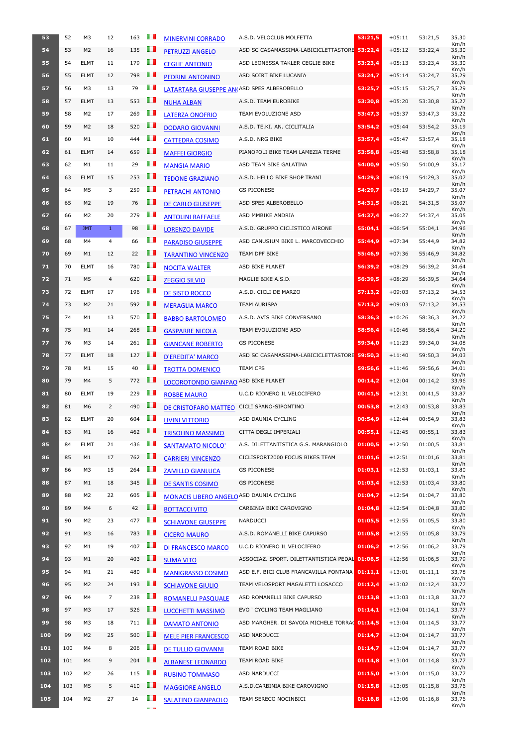| | | | | | | | | | | | |
|---|---|---|---|---|---|---|---|---|---|---|---|
| 53 | 52 | M3 | 12 | 163 | | MINERVINI CORRADO | A.S.D. VELOCLUB MOLFETTA | 53:21,5 | +05:11 | 53:21,5 | 35,30 Km/h |
| 54 | 53 | M2 | 16 | 135 | | PETRUZZI ANGELO | ASD SC CASAMASSIMA-LABICICLETTASTORE | 53:22,4 | +05:12 | 53:22,4 | 35,30 Km/h |
| 55 | 54 | ELMT | 11 | 179 | | CEGLIE ANTONIO | ASD LEONESSA TAKLER CEGLIE BIKE | 53:23,4 | +05:13 | 53:23,4 | 35,30 Km/h |
| 56 | 55 | ELMT | 12 | 798 | | PEDRINI ANTONINO | ASD SOIRT BIKE LUCANIA | 53:24,7 | +05:14 | 53:24,7 | 35,29 Km/h |
| 57 | 56 | M3 | 13 | 79 | | LATARTARA GIUSEPPE AN( | ASD SPES ALBEROBELLO | 53:25,7 | +05:15 | 53:25,7 | 35,29 Km/h |
| 58 | 57 | ELMT | 13 | 553 | | NUHA ALBAN | A.S.D. TEAM EUROBIKE | 53:30,8 | +05:20 | 53:30,8 | 35,27 Km/h |
| 59 | 58 | M2 | 17 | 269 | | LATERZA ONOFRIO | TEAM EVOLUZIONE ASD | 53:47,3 | +05:37 | 53:47,3 | 35,22 Km/h |
| 60 | 59 | M2 | 18 | 520 | | DODARO GIOVANNI | A.S.D. TE.KI. AN. CICLITALIA | 53:54,2 | +05:44 | 53:54,2 | 35,19 Km/h |
| 61 | 60 | M1 | 10 | 444 | | CATTEDRA COSIMO | A.S.D. NRG BIKE | 53:57,4 | +05:47 | 53:57,4 | 35,18 Km/h |
| 62 | 61 | ELMT | 14 | 659 | | MAFFEI GIORGIO | PIANOPOLI BIKE TEAM LAMEZIA TERME | 53:58,8 | +05:48 | 53:58,8 | 35,18 Km/h |
| 63 | 62 | M1 | 11 | 29 | | MANGIA MARIO | ASD TEAM BIKE GALATINA | 54:00,9 | +05:50 | 54:00,9 | 35,17 Km/h |
| 64 | 63 | ELMT | 15 | 253 | | TEDONE GRAZIANO | A.S.D. HELLO BIKE SHOP TRANI | 54:29,3 | +06:19 | 54:29,3 | 35,07 Km/h |
| 65 | 64 | M5 | 3 | 259 | | PETRACHI ANTONIO | GS PICONESE | 54:29,7 | +06:19 | 54:29,7 | 35,07 Km/h |
| 66 | 65 | M2 | 19 | 76 | | DE CARLO GIUSEPPE | ASD SPES ALBEROBELLO | 54:31,5 | +06:21 | 54:31,5 | 35,07 Km/h |
| 67 | 66 | M2 | 20 | 279 | | ANTOLINI RAFFAELE | ASD MMBIKE ANDRIA | 54:37,4 | +06:27 | 54:37,4 | 35,05 Km/h |
| 68 | 67 | JMT | 1 | 98 | | LORENZO DAVIDE | A.S.D. GRUPPO CICLISTICO AIRONE | 55:04,1 | +06:54 | 55:04,1 | 34,96 Km/h |
| 69 | 68 | M4 | 4 | 66 | | PARADISO GIUSEPPE | ASD CANUSIUM BIKE L. MARCOVECCHIO | 55:44,9 | +07:34 | 55:44,9 | 34,82 Km/h |
| 70 | 69 | M1 | 12 | 22 | | TARANTINO VINCENZO | TEAM DPF BIKE | 55:46,9 | +07:36 | 55:46,9 | 34,82 Km/h |
| 71 | 70 | ELMT | 16 | 780 | | NOCITA WALTER | ASD BIKE PLANET | 56:39,2 | +08:29 | 56:39,2 | 34,64 Km/h |
| 72 | 71 | M5 | 4 | 620 | | ZEGGIO SILVIO | MAGLIE BIKE A.S.D. | 56:39,5 | +08:29 | 56:39,5 | 34,64 Km/h |
| 73 | 72 | ELMT | 17 | 196 | | DE SISTO ROCCO | A.S.D. CICLI DE MARZO | 57:13,2 | +09:03 | 57:13,2 | 34,53 Km/h |
| 74 | 73 | M2 | 21 | 592 | | MERAGLIA MARCO | TEAM AURISPA | 57:13,2 | +09:03 | 57:13,2 | 34,53 Km/h |
| 75 | 74 | M1 | 13 | 570 | | BABBO BARTOLOMEO | A.S.D. AVIS BIKE CONVERSANO | 58:36,3 | +10:26 | 58:36,3 | 34,27 Km/h |
| 76 | 75 | M1 | 14 | 268 | | GASPARRE NICOLA | TEAM EVOLUZIONE ASD | 58:56,4 | +10:46 | 58:56,4 | 34,20 Km/h |
| 77 | 76 | M3 | 14 | 261 | | GIANCANE ROBERTO | GS PICONESE | 59:34,0 | +11:23 | 59:34,0 | 34,08 Km/h |
| 78 | 77 | ELMT | 18 | 127 | | D'EREDITA' MARCO | ASD SC CASAMASSIMA-LABICICLETTASTORE | 59:50,3 | +11:40 | 59:50,3 | 34,03 Km/h |
| 79 | 78 | M1 | 15 | 40 | | TROTTA DOMENICO | TEAM CPS | 59:56,6 | +11:46 | 59:56,6 | 34,01 Km/h |
| 80 | 79 | M4 | 5 | 772 | | LOCOROTONDO GIANPAO | ASD BIKE PLANET | 00:14,2 | +12:04 | 00:14,2 | 33,96 Km/h |
| 81 | 80 | ELMT | 19 | 229 | | ROBBE MAURO | U.C.D RIONERO IL VELOCIFERO | 00:41,5 | +12:31 | 00:41,5 | 33,87 Km/h |
| 82 | 81 | M6 | 2 | 490 | | DE CRISTOFARO MATTEO | CICLI SPANO-SIPONTINO | 00:53,8 | +12:43 | 00:53,8 | 33,83 Km/h |
| 83 | 82 | ELMT | 20 | 604 | | LIVINI VITTORIO | ASD DAUNIA CYCLING | 00:54,9 | +12:44 | 00:54,9 | 33,83 Km/h |
| 84 | 83 | M1 | 16 | 462 | | TRISOLINO MASSIMO | CITTA DEGLI IMPERIALI | 00:55,1 | +12:45 | 00:55,1 | 33,83 Km/h |
| 85 | 84 | ELMT | 21 | 436 | | SANTAMATO NICOLO' | A.S. DILETTANTISTICA G.S. MARANGIOLO | 01:00,5 | +12:50 | 01:00,5 | 33,81 Km/h |
| 86 | 85 | M1 | 17 | 762 | | CARRIERI VINCENZO | CICLISPORT2000 FOCUS BIKES TEAM | 01:01,6 | +12:51 | 01:01,6 | 33,81 Km/h |
| 87 | 86 | M3 | 15 | 264 | | ZAMILLO GIANLUCA | GS PICONESE | 01:03,1 | +12:53 | 01:03,1 | 33,80 Km/h |
| 88 | 87 | M1 | 18 | 345 | | DE SANTIS COSIMO | GS PICONESE | 01:03,4 | +12:53 | 01:03,4 | 33,80 Km/h |
| 89 | 88 | M2 | 22 | 605 | | MONACIS LIBERO ANGELO | ASD DAUNIA CYCLING | 01:04,7 | +12:54 | 01:04,7 | 33,80 Km/h |
| 90 | 89 | M4 | 6 | 42 | | BOTTACCI VITO | CARBINIA BIKE CAROVIGNO | 01:04,8 | +12:54 | 01:04,8 | 33,80 Km/h |
| 91 | 90 | M2 | 23 | 477 | | SCHIAVONE GIUSEPPE | NARDUCCI | 01:05,5 | +12:55 | 01:05,5 | 33,80 Km/h |
| 92 | 91 | M3 | 16 | 783 | | CICERO MAURO | A.S.D. ROMANELLI BIKE CAPURSO | 01:05,8 | +12:55 | 01:05,8 | 33,79 Km/h |
| 93 | 92 | M1 | 19 | 407 | | DI FRANCESCO MARCO | U.C.D RIONERO IL VELOCIFERO | 01:06,2 | +12:56 | 01:06,2 | 33,79 Km/h |
| 94 | 93 | M1 | 20 | 403 | | SUMA VITO | ASSOCIAZ. SPORT. DILETTANTISTICA PEDAL | 01:06,5 | +12:56 | 01:06,5 | 33,79 Km/h |
| 95 | 94 | M1 | 21 | 480 | | MANIGRASSO COSIMO | ASD E.F. BICI CLUB FRANCAVILLA FONTANA | 01:11,1 | +13:01 | 01:11,1 | 33,78 Km/h |
| 96 | 95 | M2 | 24 | 193 | | SCHIAVONE GIULIO | TEAM VELOSPORT MAGALETTI LOSACCO | 01:12,4 | +13:02 | 01:12,4 | 33,77 Km/h |
| 97 | 96 | M4 | 7 | 238 | | ROMANELLI PASQUALE | ASD ROMANELLI BIKE CAPURSO | 01:13,8 | +13:03 | 01:13,8 | 33,77 Km/h |
| 98 | 97 | M3 | 17 | 526 | | LUCCHETTI MASSIMO | EVO ' CYCLING TEAM MAGLIANO | 01:14,1 | +13:04 | 01:14,1 | 33,77 Km/h |
| 99 | 98 | M3 | 18 | 711 | | DAMATO ANTONIO | ASD MARGHER. DI SAVOIA MICHELE TORRA( | 01:14,5 | +13:04 | 01:14,5 | 33,77 Km/h |
| 100 | 99 | M2 | 25 | 500 | | MELE PIER FRANCESCO | ASD NARDUCCI | 01:14,7 | +13:04 | 01:14,7 | 33,77 Km/h |
| 101 | 100 | M4 | 8 | 206 | | DE TULLIO GIOVANNI | TEAM ROAD BIKE | 01:14,7 | +13:04 | 01:14,7 | 33,77 Km/h |
| 102 | 101 | M4 | 9 | 204 | | ALBANESE LEONARDO | TEAM ROAD BIKE | 01:14,8 | +13:04 | 01:14,8 | 33,77 Km/h |
| 103 | 102 | M2 | 26 | 115 | | RUBINO TOMMASO | ASD NARDUCCI | 01:15,0 | +13:04 | 01:15,0 | 33,77 Km/h |
| 104 | 103 | M5 | 5 | 410 | | MAGGIORE ANGELO | A.S.D.CARBINIA BIKE CAROVIGNO | 01:15,8 | +13:05 | 01:15,8 | 33,76 Km/h |
| 105 | 104 | M2 | 27 | 14 | | SALATINO GIANPAOLO | TEAM SERECO NOCINBICI | 01:16,8 | +13:06 | 01:16,8 | 33,76 Km/h |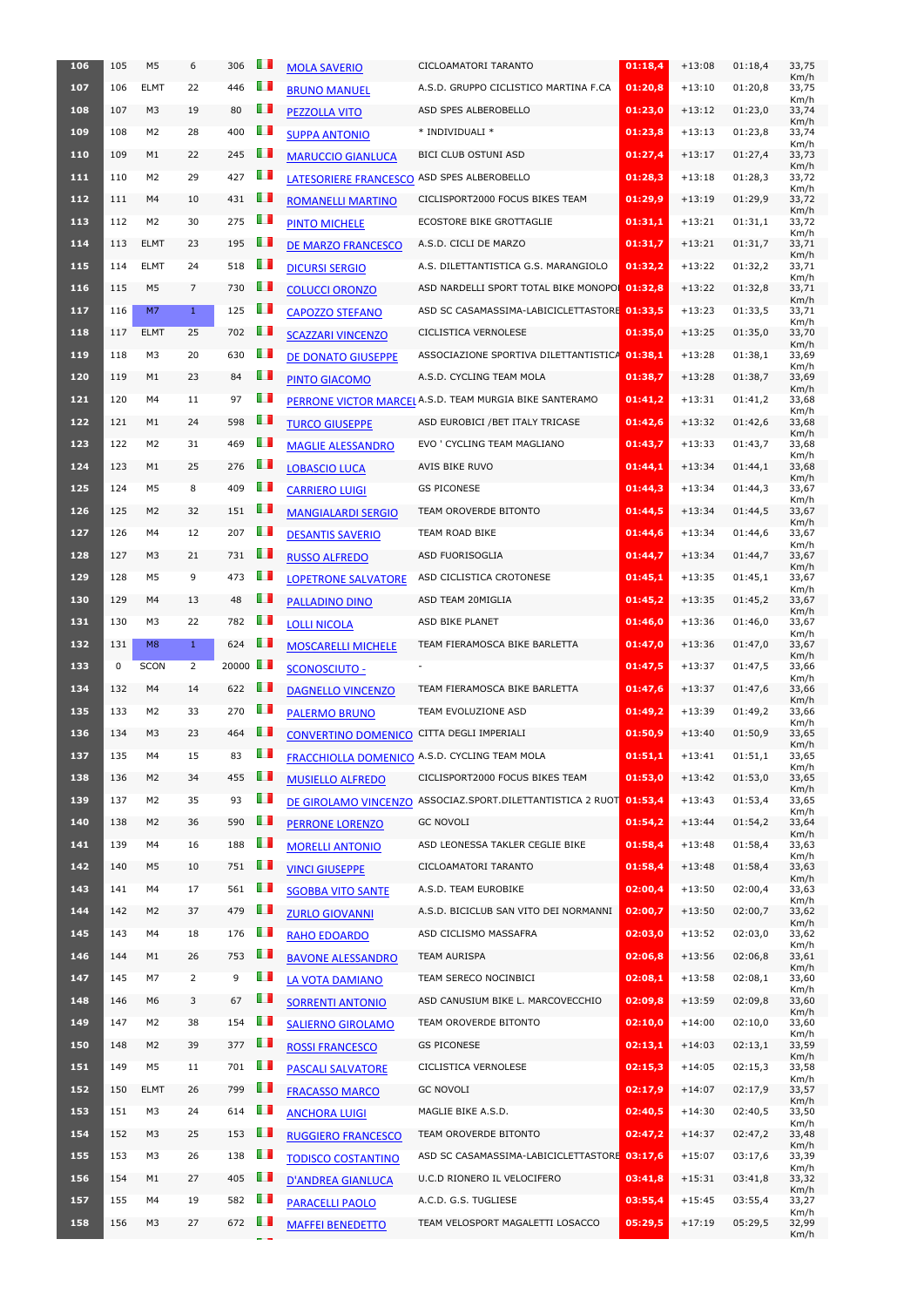| | | | | | | | | | | | |
|---|---|---|---|---|---|---|---|---|---|---|---|
| 106 | 105 | M5 | 6 | 306 | | MOLA SAVERIO | CICLOAMATORI TARANTO | 01:18,4 | +13:08 | 01:18,4 | 33,75 Km/h |
| 107 | 106 | ELMT | 22 | 446 | | BRUNO MANUEL | A.S.D. GRUPPO CICLISTICO MARTINA F.CA | 01:20,8 | +13:10 | 01:20,8 | 33,75 Km/h |
| 108 | 107 | M3 | 19 | 80 | | PEZZOLLA VITO | ASD SPES ALBEROBELLO | 01:23,0 | +13:12 | 01:23,0 | 33,74 Km/h |
| 109 | 108 | M2 | 28 | 400 | | SUPPA ANTONIO | * INDIVIDUALI * | 01:23,8 | +13:13 | 01:23,8 | 33,74 Km/h |
| 110 | 109 | M1 | 22 | 245 | | MARUCCIO GIANLUCA | BICI CLUB OSTUNI ASD | 01:27,4 | +13:17 | 01:27,4 | 33,73 Km/h |
| 111 | 110 | M2 | 29 | 427 | | LATESORIERE FRANCESCO | ASD SPES ALBEROBELLO | 01:28,3 | +13:18 | 01:28,3 | 33,72 Km/h |
| 112 | 111 | M4 | 10 | 431 | | ROMANELLI MARTINO | CICLISPORT2000 FOCUS BIKES TEAM | 01:29,9 | +13:19 | 01:29,9 | 33,72 Km/h |
| 113 | 112 | M2 | 30 | 275 | | PINTO MICHELE | ECOSTORE BIKE GROTTAGLIE | 01:31,1 | +13:21 | 01:31,1 | 33,72 Km/h |
| 114 | 113 | ELMT | 23 | 195 | | DE MARZO FRANCESCO | A.S.D. CICLI DE MARZO | 01:31,7 | +13:21 | 01:31,7 | 33,71 Km/h |
| 115 | 114 | ELMT | 24 | 518 | | DICURSI SERGIO | A.S. DILETTANTISTICA G.S. MARANGIOLO | 01:32,2 | +13:22 | 01:32,2 | 33,71 Km/h |
| 116 | 115 | M5 | 7 | 730 | | COLUCCI ORONZO | ASD NARDELLI SPORT TOTAL BIKE MONOPOI | 01:32,8 | +13:22 | 01:32,8 | 33,71 Km/h |
| 117 | 116 | M7 | 1 | 125 | | CAPOZZO STEFANO | ASD SC CASAMASSIMA-LABICICLETTASTORE | 01:33,5 | +13:23 | 01:33,5 | 33,71 Km/h |
| 118 | 117 | ELMT | 25 | 702 | | SCAZZARI VINCENZO | CICLISTICA VERNOLESE | 01:35,0 | +13:25 | 01:35,0 | 33,70 Km/h |
| 119 | 118 | M3 | 20 | 630 | | DE DONATO GIUSEPPE | ASSOCIAZIONE SPORTIVA DILETTANTISTICA | 01:38,1 | +13:28 | 01:38,1 | 33,69 Km/h |
| 120 | 119 | M1 | 23 | 84 | | PINTO GIACOMO | A.S.D. CYCLING TEAM MOLA | 01:38,7 | +13:28 | 01:38,7 | 33,69 Km/h |
| 121 | 120 | M4 | 11 | 97 | | PERRONE VICTOR MARCEL | A.S.D. TEAM MURGIA BIKE SANTERAMO | 01:41,2 | +13:31 | 01:41,2 | 33,68 Km/h |
| 122 | 121 | M1 | 24 | 598 | | TURCO GIUSEPPE | ASD EUROBICI /BET ITALY TRICASE | 01:42,6 | +13:32 | 01:42,6 | 33,68 Km/h |
| 123 | 122 | M2 | 31 | 469 | | MAGLIE ALESSANDRO | EVO ' CYCLING TEAM MAGLIANO | 01:43,7 | +13:33 | 01:43,7 | 33,68 Km/h |
| 124 | 123 | M1 | 25 | 276 | | LOBASCIO LUCA | AVIS BIKE RUVO | 01:44,1 | +13:34 | 01:44,1 | 33,68 Km/h |
| 125 | 124 | M5 | 8 | 409 | | CARRIERO LUIGI | GS PICONESE | 01:44,3 | +13:34 | 01:44,3 | 33,67 Km/h |
| 126 | 125 | M2 | 32 | 151 | | MANGIALARDI SERGIO | TEAM OROVERDE BITONTO | 01:44,5 | +13:34 | 01:44,5 | 33,67 Km/h |
| 127 | 126 | M4 | 12 | 207 | | DESANTIS SAVERIO | TEAM ROAD BIKE | 01:44,6 | +13:34 | 01:44,6 | 33,67 Km/h |
| 128 | 127 | M3 | 21 | 731 | | RUSSO ALFREDO | ASD FUORISOGLIA | 01:44,7 | +13:34 | 01:44,7 | 33,67 Km/h |
| 129 | 128 | M5 | 9 | 473 | | LOPETRONE SALVATORE | ASD CICLISTICA CROTONESE | 01:45,1 | +13:35 | 01:45,1 | 33,67 Km/h |
| 130 | 129 | M4 | 13 | 48 | | PALLADINO DINO | ASD TEAM 20MIGLIA | 01:45,2 | +13:35 | 01:45,2 | 33,67 Km/h |
| 131 | 130 | M3 | 22 | 782 | | LOLLI NICOLA | ASD BIKE PLANET | 01:46,0 | +13:36 | 01:46,0 | 33,67 Km/h |
| 132 | 131 | M8 | 1 | 624 | | MOSCARELLI MICHELE | TEAM FIERAMOSCA BIKE BARLETTA | 01:47,0 | +13:36 | 01:47,0 | 33,67 Km/h |
| 133 | 0 | SCON | 2 | 20000 | | SCONOSCIUTO - | - | 01:47,5 | +13:37 | 01:47,5 | 33,66 Km/h |
| 134 | 132 | M4 | 14 | 622 | | DAGNELLO VINCENZO | TEAM FIERAMOSCA BIKE BARLETTA | 01:47,6 | +13:37 | 01:47,6 | 33,66 Km/h |
| 135 | 133 | M2 | 33 | 270 | | PALERMO BRUNO | TEAM EVOLUZIONE ASD | 01:49,2 | +13:39 | 01:49,2 | 33,66 Km/h |
| 136 | 134 | M3 | 23 | 464 | | CONVERTINO DOMENICO | CITTA DEGLI IMPERIALI | 01:50,9 | +13:40 | 01:50,9 | 33,65 Km/h |
| 137 | 135 | M4 | 15 | 83 | | FRACCHIOLLA DOMENICO | A.S.D. CYCLING TEAM MOLA | 01:51,1 | +13:41 | 01:51,1 | 33,65 Km/h |
| 138 | 136 | M2 | 34 | 455 | | MUSIELLO ALFREDO | CICLISPORT2000 FOCUS BIKES TEAM | 01:53,0 | +13:42 | 01:53,0 | 33,65 Km/h |
| 139 | 137 | M2 | 35 | 93 | | DE GIROLAMO VINCENZO | ASSOCIAZ.SPORT.DILETTANTISTICA 2 RUOT | 01:53,4 | +13:43 | 01:53,4 | 33,65 Km/h |
| 140 | 138 | M2 | 36 | 590 | | PERRONE LORENZO | GC NOVOLI | 01:54,2 | +13:44 | 01:54,2 | 33,64 Km/h |
| 141 | 139 | M4 | 16 | 188 | | MORELLI ANTONIO | ASD LEONESSA TAKLER CEGLIE BIKE | 01:58,4 | +13:48 | 01:58,4 | 33,63 Km/h |
| 142 | 140 | M5 | 10 | 751 | | VINCI GIUSEPPE | CICLOAMATORI TARANTO | 01:58,4 | +13:48 | 01:58,4 | 33,63 Km/h |
| 143 | 141 | M4 | 17 | 561 | | SGOBBA VITO SANTE | A.S.D. TEAM EUROBIKE | 02:00,4 | +13:50 | 02:00,4 | 33,63 Km/h |
| 144 | 142 | M2 | 37 | 479 | | ZURLO GIOVANNI | A.S.D. BICICLUB SAN VITO DEI NORMANNI | 02:00,7 | +13:50 | 02:00,7 | 33,62 Km/h |
| 145 | 143 | M4 | 18 | 176 | | RAHO EDOARDO | ASD CICLISMO MASSAFRA | 02:03,0 | +13:52 | 02:03,0 | 33,62 Km/h |
| 146 | 144 | M1 | 26 | 753 | | BAVONE ALESSANDRO | TEAM AURISPA | 02:06,8 | +13:56 | 02:06,8 | 33,61 Km/h |
| 147 | 145 | M7 | 2 | 9 | | LA VOTA DAMIANO | TEAM SERECO NOCINBICI | 02:08,1 | +13:58 | 02:08,1 | 33,60 Km/h |
| 148 | 146 | M6 | 3 | 67 | | SORRENTI ANTONIO | ASD CANUSIUM BIKE L. MARCOVECCHIO | 02:09,8 | +13:59 | 02:09,8 | 33,60 Km/h |
| 149 | 147 | M2 | 38 | 154 | | SALIERNO GIROLAMO | TEAM OROVERDE BITONTO | 02:10,0 | +14:00 | 02:10,0 | 33,60 Km/h |
| 150 | 148 | M2 | 39 | 377 | | ROSSI FRANCESCO | GS PICONESE | 02:13,1 | +14:03 | 02:13,1 | 33,59 Km/h |
| 151 | 149 | M5 | 11 | 701 | | PASCALI SALVATORE | CICLISTICA VERNOLESE | 02:15,3 | +14:05 | 02:15,3 | 33,58 Km/h |
| 152 | 150 | ELMT | 26 | 799 | | FRACASSO MARCO | GC NOVOLI | 02:17,9 | +14:07 | 02:17,9 | 33,57 Km/h |
| 153 | 151 | M3 | 24 | 614 | | ANCHORA LUIGI | MAGLIE BIKE A.S.D. | 02:40,5 | +14:30 | 02:40,5 | 33,50 Km/h |
| 154 | 152 | M3 | 25 | 153 | | RUGGIERO FRANCESCO | TEAM OROVERDE BITONTO | 02:47,2 | +14:37 | 02:47,2 | 33,48 Km/h |
| 155 | 153 | M3 | 26 | 138 | | TODISCO COSTANTINO | ASD SC CASAMASSIMA-LABICICLETTASTORE | 03:17,6 | +15:07 | 03:17,6 | 33,39 Km/h |
| 156 | 154 | M1 | 27 | 405 | | D'ANDREA GIANLUCA | U.C.D RIONERO IL VELOCIFERO | 03:41,8 | +15:31 | 03:41,8 | 33,32 Km/h |
| 157 | 155 | M4 | 19 | 582 | | PARACELLI PAOLO | A.C.D. G.S. TUGLIESE | 03:55,4 | +15:45 | 03:55,4 | 33,27 Km/h |
| 158 | 156 | M3 | 27 | 672 | | MAFFEI BENEDETTO | TEAM VELOSPORT MAGALETTI LOSACCO | 05:29,5 | +17:19 | 05:29,5 | 32,99 Km/h |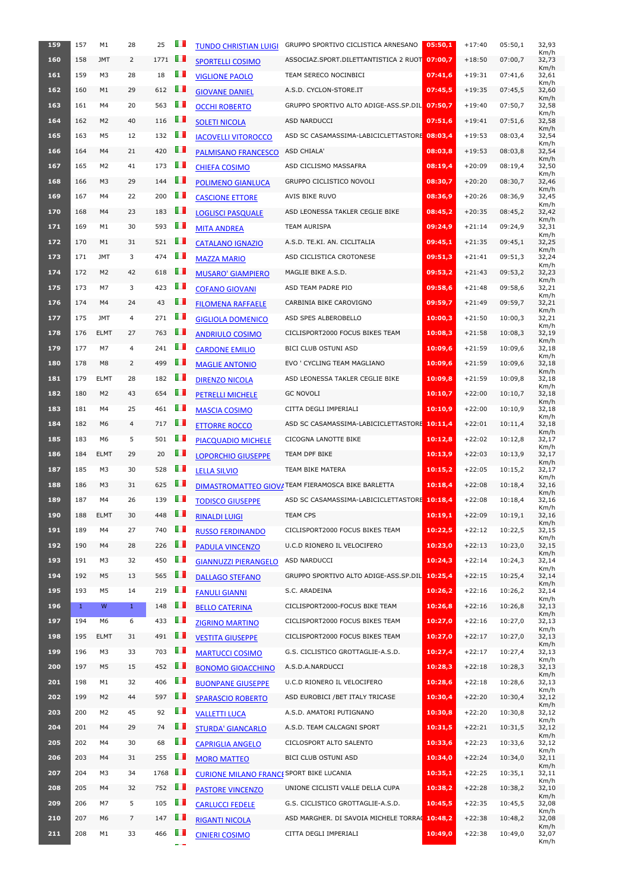| | | | | | | | | | | | |
|---|---|---|---|---|---|---|---|---|---|---|---|
| 159 | 157 | M1 | 28 | 25 | | TUNDO CHRISTIAN LUIGI | GRUPPO SPORTIVO CICLISTICA ARNESANO | 05:50,1 | +17:40 | 05:50,1 | 32,93 Km/h |
| 160 | 158 | JMT | 2 | 1771 | | SPORTELLI COSIMO | ASSOCIAZ.SPORT.DILETTANTISTICA 2 RUOT | 07:00,7 | +18:50 | 07:00,7 | 32,73 Km/h |
| 161 | 159 | M3 | 28 | 18 | | VIGLIONE PAOLO | TEAM SERECO NOCINBICI | 07:41,6 | +19:31 | 07:41,6 | 32,61 Km/h |
| 162 | 160 | M1 | 29 | 612 | | GIOVANE DANIEL | A.S.D. CYCLON-STORE.IT | 07:45,5 | +19:35 | 07:45,5 | 32,60 Km/h |
| 163 | 161 | M4 | 20 | 563 | | OCCHI ROBERTO | GRUPPO SPORTIVO ALTO ADIGE-ASS.SP.DIL | 07:50,7 | +19:40 | 07:50,7 | 32,58 Km/h |
| 164 | 162 | M2 | 40 | 116 | | SOLETI NICOLA | ASD NARDUCCI | 07:51,6 | +19:41 | 07:51,6 | 32,58 Km/h |
| 165 | 163 | M5 | 12 | 132 | | IACOVELLI VITOROCCO | ASD SC CASAMASSIMA-LABICICLETTASTORE | 08:03,4 | +19:53 | 08:03,4 | 32,54 Km/h |
| 166 | 164 | M4 | 21 | 420 | | PALMISANO FRANCESCO | ASD CHIALA' | 08:03,8 | +19:53 | 08:03,8 | 32,54 Km/h |
| 167 | 165 | M2 | 41 | 173 | | CHIEFA COSIMO | ASD CICLISMO MASSAFRA | 08:19,4 | +20:09 | 08:19,4 | 32,50 Km/h |
| 168 | 166 | M3 | 29 | 144 | | POLIMENO GIANLUCA | GRUPPO CICLISTICO NOVOLI | 08:30,7 | +20:20 | 08:30,7 | 32,46 Km/h |
| 169 | 167 | M4 | 22 | 200 | | CASCIONE ETTORE | AVIS BIKE RUVO | 08:36,9 | +20:26 | 08:36,9 | 32,45 Km/h |
| 170 | 168 | M4 | 23 | 183 | | LOGLISCI PASQUALE | ASD LEONESSA TAKLER CEGLIE BIKE | 08:45,2 | +20:35 | 08:45,2 | 32,42 Km/h |
| 171 | 169 | M1 | 30 | 593 | | MITA ANDREA | TEAM AURISPA | 09:24,9 | +21:14 | 09:24,9 | 32,31 Km/h |
| 172 | 170 | M1 | 31 | 521 | | CATALANO IGNAZIO | A.S.D. TE.KI. AN. CICLITALIA | 09:45,1 | +21:35 | 09:45,1 | 32,25 Km/h |
| 173 | 171 | JMT | 3 | 474 | | MAZZA MARIO | ASD CICLISTICA CROTONESE | 09:51,3 | +21:41 | 09:51,3 | 32,24 Km/h |
| 174 | 172 | M2 | 42 | 618 | | MUSARO' GIAMPIERO | MAGLIE BIKE A.S.D. | 09:53,2 | +21:43 | 09:53,2 | 32,23 Km/h |
| 175 | 173 | M7 | 3 | 423 | | COFANO GIOVANI | ASD TEAM PADRE PIO | 09:58,6 | +21:48 | 09:58,6 | 32,21 Km/h |
| 176 | 174 | M4 | 24 | 43 | | FILOMENA RAFFAELE | CARBINIA BIKE CAROVIGNO | 09:59,7 | +21:49 | 09:59,7 | 32,21 Km/h |
| 177 | 175 | JMT | 4 | 271 | | GIGLIOLA DOMENICO | ASD SPES ALBEROBELLO | 10:00,3 | +21:50 | 10:00,3 | 32,21 Km/h |
| 178 | 176 | ELMT | 27 | 763 | | ANDRIULO COSIMO | CICLISPORT2000 FOCUS BIKES TEAM | 10:08,3 | +21:58 | 10:08,3 | 32,19 Km/h |
| 179 | 177 | M7 | 4 | 241 | | CARDONE EMILIO | BICI CLUB OSTUNI ASD | 10:09,6 | +21:59 | 10:09,6 | 32,18 Km/h |
| 180 | 178 | M8 | 2 | 499 | | MAGLIE ANTONIO | EVO ' CYCLING TEAM MAGLIANO | 10:09,6 | +21:59 | 10:09,6 | 32,18 Km/h |
| 181 | 179 | ELMT | 28 | 182 | | DIRENZO NICOLA | ASD LEONESSA TAKLER CEGLIE BIKE | 10:09,8 | +21:59 | 10:09,8 | 32,18 Km/h |
| 182 | 180 | M2 | 43 | 654 | | PETRELLI MICHELE | GC NOVOLI | 10:10,7 | +22:00 | 10:10,7 | 32,18 Km/h |
| 183 | 181 | M4 | 25 | 461 | | MASCIA COSIMO | CITTA DEGLI IMPERIALI | 10:10,9 | +22:00 | 10:10,9 | 32,18 Km/h |
| 184 | 182 | M6 | 4 | 717 | | ETTORRE ROCCO | ASD SC CASAMASSIMA-LABICICLETTASTORE | 10:11,4 | +22:01 | 10:11,4 | 32,18 Km/h |
| 185 | 183 | M6 | 5 | 501 | | PIACQUADIO MICHELE | CICOGNA LANOTTE BIKE | 10:12,8 | +22:02 | 10:12,8 | 32,17 Km/h |
| 186 | 184 | ELMT | 29 | 20 | | LOPORCHIO GIUSEPPE | TEAM DPF BIKE | 10:13,9 | +22:03 | 10:13,9 | 32,17 Km/h |
| 187 | 185 | M3 | 30 | 528 | | LELLA SILVIO | TEAM BIKE MATERA | 10:15,2 | +22:05 | 10:15,2 | 32,17 Km/h |
| 188 | 186 | M3 | 31 | 625 | | DIMASTROMATTEO GIOVA | TEAM FIERAMOSCA BIKE BARLETTA | 10:18,4 | +22:08 | 10:18,4 | 32,16 Km/h |
| 189 | 187 | M4 | 26 | 139 | | TODISCO GIUSEPPE | ASD SC CASAMASSIMA-LABICICLETTASTORE | 10:18,4 | +22:08 | 10:18,4 | 32,16 Km/h |
| 190 | 188 | ELMT | 30 | 448 | | RINALDI LUIGI | TEAM CPS | 10:19,1 | +22:09 | 10:19,1 | 32,16 Km/h |
| 191 | 189 | M4 | 27 | 740 | | RUSSO FERDINANDO | CICLISPORT2000 FOCUS BIKES TEAM | 10:22,5 | +22:12 | 10:22,5 | 32,15 Km/h |
| 192 | 190 | M4 | 28 | 226 | | PADULA VINCENZO | U.C.D RIONERO IL VELOCIFERO | 10:23,0 | +22:13 | 10:23,0 | 32,15 Km/h |
| 193 | 191 | M3 | 32 | 450 | | GIANNUZZI PIERANGELO | ASD NARDUCCI | 10:24,3 | +22:14 | 10:24,3 | 32,14 Km/h |
| 194 | 192 | M5 | 13 | 565 | | DALLAGO STEFANO | GRUPPO SPORTIVO ALTO ADIGE-ASS.SP.DIL | 10:25,4 | +22:15 | 10:25,4 | 32,14 Km/h |
| 195 | 193 | M5 | 14 | 219 | | FANULI GIANNI | S.C. ARADEINA | 10:26,2 | +22:16 | 10:26,2 | 32,14 Km/h |
| 196 | 1 | W | 1 | 148 | | BELLO CATERINA | CICLISPORT2000-FOCUS BIKE TEAM | 10:26,8 | +22:16 | 10:26,8 | 32,13 Km/h |
| 197 | 194 | M6 | 6 | 433 | | ZIGRINO MARTINO | CICLISPORT2000 FOCUS BIKES TEAM | 10:27,0 | +22:16 | 10:27,0 | 32,13 Km/h |
| 198 | 195 | ELMT | 31 | 491 | | VESTITA GIUSEPPE | CICLISPORT2000 FOCUS BIKES TEAM | 10:27,0 | +22:17 | 10:27,0 | 32,13 Km/h |
| 199 | 196 | M3 | 33 | 703 | | MARTUCCI COSIMO | G.S. CICLISTICO GROTTAGLIE-A.S.D. | 10:27,4 | +22:17 | 10:27,4 | 32,13 Km/h |
| 200 | 197 | M5 | 15 | 452 | | BONOMO GIOACCHINO | A.S.D.A.NARDUCCI | 10:28,3 | +22:18 | 10:28,3 | 32,13 Km/h |
| 201 | 198 | M1 | 32 | 406 | | BUONPANE GIUSEPPE | U.C.D RIONERO IL VELOCIFERO | 10:28,6 | +22:18 | 10:28,6 | 32,13 Km/h |
| 202 | 199 | M2 | 44 | 597 | | SPARASCIO ROBERTO | ASD EUROBICI /BET ITALY TRICASE | 10:30,4 | +22:20 | 10:30,4 | 32,12 Km/h |
| 203 | 200 | M2 | 45 | 92 | | VALLETTI LUCA | A.S.D. AMATORI PUTIGNANO | 10:30,8 | +22:20 | 10:30,8 | 32,12 Km/h |
| 204 | 201 | M4 | 29 | 74 | | STURDA' GIANCARLO | A.S.D. TEAM CALCAGNI SPORT | 10:31,5 | +22:21 | 10:31,5 | 32,12 Km/h |
| 205 | 202 | M4 | 30 | 68 | | CAPRIGLIA ANGELO | CICLOSPORT ALTO SALENTO | 10:33,6 | +22:23 | 10:33,6 | 32,12 Km/h |
| 206 | 203 | M4 | 31 | 255 | | MORO MATTEO | BICI CLUB OSTUNI ASD | 10:34,0 | +22:24 | 10:34,0 | 32,11 Km/h |
| 207 | 204 | M3 | 34 | 1768 | | CURIONE MILANO FRANCE | SPORT BIKE LUCANIA | 10:35,1 | +22:25 | 10:35,1 | 32,11 Km/h |
| 208 | 205 | M4 | 32 | 752 | | PASTORE VINCENZO | UNIONE CICLISTI VALLE DELLA CUPA | 10:38,2 | +22:28 | 10:38,2 | 32,10 Km/h |
| 209 | 206 | M7 | 5 | 105 | | CARLUCCI FEDELE | G.S. CICLISTICO GROTTAGLIE-A.S.D. | 10:45,5 | +22:35 | 10:45,5 | 32,08 Km/h |
| 210 | 207 | M6 | 7 | 147 | | RIGANTI NICOLA | ASD MARGHER. DI SAVOIA MICHELE TORRA( | 10:48,2 | +22:38 | 10:48,2 | 32,08 Km/h |
| 211 | 208 | M1 | 33 | 466 | | CINIERI COSIMO | CITTA DEGLI IMPERIALI | 10:49,0 | +22:38 | 10:49,0 | 32,07 Km/h |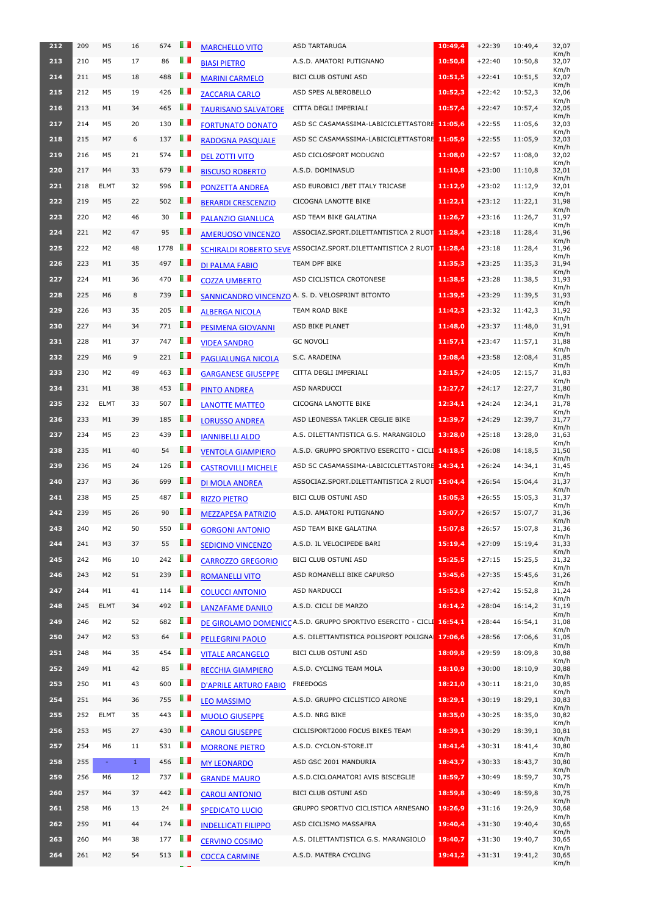| 212 | 209 | M5 | 16 | 674 | | MARCHELLO VITO | ASD TARTARUGA | 10:49,4 | +22:39 | 10:49,4 | 32,07 Km/h |
|---|---|---|---|---|---|---|---|---|---|---|---|
| 213 | 210 | M5 | 17 | 86 | | BIASI PIETRO | A.S.D. AMATORI PUTIGNANO | 10:50,8 | +22:40 | 10:50,8 | 32,07 Km/h |
| 214 | 211 | M5 | 18 | 488 | | MARINI CARMELO | BICI CLUB OSTUNI ASD | 10:51,5 | +22:41 | 10:51,5 | 32,07 Km/h |
| 215 | 212 | M5 | 19 | 426 | | ZACCARIA CARLO | ASD SPES ALBEROBELLO | 10:52,3 | +22:42 | 10:52,3 | 32,06 Km/h |
| 216 | 213 | M1 | 34 | 465 | | TAURISANO SALVATORE | CITTA DEGLI IMPERIALI | 10:57,4 | +22:47 | 10:57,4 | 32,05 Km/h |
| 217 | 214 | M5 | 20 | 130 | | FORTUNATO DONATO | ASD SC CASAMASSIMA-LABICICLETTASTORE | 11:05,6 | +22:55 | 11:05,6 | 32,03 Km/h |
| 218 | 215 | M7 | 6 | 137 | | RADOGNA PASQUALE | ASD SC CASAMASSIMA-LABICICLETTASTORE | 11:05,9 | +22:55 | 11:05,9 | 32,03 Km/h |
| 219 | 216 | M5 | 21 | 574 | | DEL ZOTTI VITO | ASD CICLOSPORT MODUGNO | 11:08,0 | +22:57 | 11:08,0 | 32,02 Km/h |
| 220 | 217 | M4 | 33 | 679 | | BISCUSO ROBERTO | A.S.D. DOMINASUD | 11:10,8 | +23:00 | 11:10,8 | 32,01 Km/h |
| 221 | 218 | ELMT | 32 | 596 | | PONZETTA ANDREA | ASD EUROBICI /BET ITALY TRICASE | 11:12,9 | +23:02 | 11:12,9 | 32,01 Km/h |
| 222 | 219 | M5 | 22 | 502 | | BERARDI CRESCENZIO | CICOGNA LANOTTE BIKE | 11:22,1 | +23:12 | 11:22,1 | 31,98 Km/h |
| 223 | 220 | M2 | 46 | 30 | | PALANZIO GIANLUCA | ASD TEAM BIKE GALATINA | 11:26,7 | +23:16 | 11:26,7 | 31,97 Km/h |
| 224 | 221 | M2 | 47 | 95 | | AMERUOSO VINCENZO | ASSOCIAZ.SPORT.DILETTANTISTICA 2 RUOT | 11:28,4 | +23:18 | 11:28,4 | 31,96 Km/h |
| 225 | 222 | M2 | 48 | 1778 | | SCHIRALDI ROBERTO SEVE | ASSOCIAZ.SPORT.DILETTANTISTICA 2 RUOT | 11:28,4 | +23:18 | 11:28,4 | 31,96 Km/h |
| 226 | 223 | M1 | 35 | 497 | | DI PALMA FABIO | TEAM DPF BIKE | 11:35,3 | +23:25 | 11:35,3 | 31,94 Km/h |
| 227 | 224 | M1 | 36 | 470 | | COZZA UMBERTO | ASD CICLISTICA CROTONESE | 11:38,5 | +23:28 | 11:38,5 | 31,93 Km/h |
| 228 | 225 | M6 | 8 | 739 | | SANNICANDRO VINCENZO | A. S. D. VELOSPRINT BITONTO | 11:39,5 | +23:29 | 11:39,5 | 31,93 Km/h |
| 229 | 226 | M3 | 35 | 205 | | ALBERGA NICOLA | TEAM ROAD BIKE | 11:42,3 | +23:32 | 11:42,3 | 31,92 Km/h |
| 230 | 227 | M4 | 34 | 771 | | PESIMENA GIOVANNI | ASD BIKE PLANET | 11:48,0 | +23:37 | 11:48,0 | 31,91 Km/h |
| 231 | 228 | M1 | 37 | 747 | | VIDEA SANDRO | GC NOVOLI | 11:57,1 | +23:47 | 11:57,1 | 31,88 Km/h |
| 232 | 229 | M6 | 9 | 221 | | PAGLIALUNGA NICOLA | S.C. ARADEINA | 12:08,4 | +23:58 | 12:08,4 | 31,85 Km/h |
| 233 | 230 | M2 | 49 | 463 | | GARGANESE GIUSEPPE | CITTA DEGLI IMPERIALI | 12:15,7 | +24:05 | 12:15,7 | 31,83 Km/h |
| 234 | 231 | M1 | 38 | 453 | | PINTO ANDREA | ASD NARDUCCI | 12:27,7 | +24:17 | 12:27,7 | 31,80 Km/h |
| 235 | 232 | ELMT | 33 | 507 | | LANOTTE MATTEO | CICOGNA LANOTTE BIKE | 12:34,1 | +24:24 | 12:34,1 | 31,78 Km/h |
| 236 | 233 | M1 | 39 | 185 | | LORUSSO ANDREA | ASD LEONESSA TAKLER CEGLIE BIKE | 12:39,7 | +24:29 | 12:39,7 | 31,77 Km/h |
| 237 | 234 | M5 | 23 | 439 | | IANNIBELLI ALDO | A.S. DILETTANTISTICA G.S. MARANGIOLO | 13:28,0 | +25:18 | 13:28,0 | 31,63 Km/h |
| 238 | 235 | M1 | 40 | 54 | | VENTOLA GIAMPIERO | A.S.D. GRUPPO SPORTIVO ESERCITO - CICLI | 14:18,5 | +26:08 | 14:18,5 | 31,50 Km/h |
| 239 | 236 | M5 | 24 | 126 | | CASTROVILLI MICHELE | ASD SC CASAMASSIMA-LABICICLETTASTORE | 14:34,1 | +26:24 | 14:34,1 | 31,45 Km/h |
| 240 | 237 | M3 | 36 | 699 | | DI MOLA ANDREA | ASSOCIAZ.SPORT.DILETTANTISTICA 2 RUOT | 15:04,4 | +26:54 | 15:04,4 | 31,37 Km/h |
| 241 | 238 | M5 | 25 | 487 | | RIZZO PIETRO | BICI CLUB OSTUNI ASD | 15:05,3 | +26:55 | 15:05,3 | 31,37 Km/h |
| 242 | 239 | M5 | 26 | 90 | | MEZZAPESA PATRIZIO | A.S.D. AMATORI PUTIGNANO | 15:07,7 | +26:57 | 15:07,7 | 31,36 Km/h |
| 243 | 240 | M2 | 50 | 550 | | GORGONI ANTONIO | ASD TEAM BIKE GALATINA | 15:07,8 | +26:57 | 15:07,8 | 31,36 Km/h |
| 244 | 241 | M3 | 37 | 55 | | SEDICINO VINCENZO | A.S.D. IL VELOCIPEDE BARI | 15:19,4 | +27:09 | 15:19,4 | 31,33 Km/h |
| 245 | 242 | M6 | 10 | 242 | | CARROZZO GREGORIO | BICI CLUB OSTUNI ASD | 15:25,5 | +27:15 | 15:25,5 | 31,32 Km/h |
| 246 | 243 | M2 | 51 | 239 | | ROMANELLI VITO | ASD ROMANELLI BIKE CAPURSO | 15:45,6 | +27:35 | 15:45,6 | 31,26 Km/h |
| 247 | 244 | M1 | 41 | 114 | | COLUCCI ANTONIO | ASD NARDUCCI | 15:52,8 | +27:42 | 15:52,8 | 31,24 Km/h |
| 248 | 245 | ELMT | 34 | 492 | | LANZAFAME DANILO | A.S.D. CICLI DE MARZO | 16:14,2 | +28:04 | 16:14,2 | 31,19 Km/h |
| 249 | 246 | M2 | 52 | 682 | | DE GIROLAMO DOMENICO | A.S.D. GRUPPO SPORTIVO ESERCITO - CICLI | 16:54,1 | +28:44 | 16:54,1 | 31,08 Km/h |
| 250 | 247 | M2 | 53 | 64 | | PELLEGRINI PAOLO | A.S. DILETTANTISTICA POLISPORT POLIGNA | 17:06,6 | +28:56 | 17:06,6 | 31,05 Km/h |
| 251 | 248 | M4 | 35 | 454 | | VITALE ARCANGELO | BICI CLUB OSTUNI ASD | 18:09,8 | +29:59 | 18:09,8 | 30,88 Km/h |
| 252 | 249 | M1 | 42 | 85 | | RECCHIA GIAMPIERO | A.S.D. CYCLING TEAM MOLA | 18:10,9 | +30:00 | 18:10,9 | 30,88 Km/h |
| 253 | 250 | M1 | 43 | 600 | | D'APRILE ARTURO FABIO | FREEDOGS | 18:21,0 | +30:11 | 18:21,0 | 30,85 Km/h |
| 254 | 251 | M4 | 36 | 755 | | LEO MASSIMO | A.S.D. GRUPPO CICLISTICO AIRONE | 18:29,1 | +30:19 | 18:29,1 | 30,83 Km/h |
| 255 | 252 | ELMT | 35 | 443 | | MUOLO GIUSEPPE | A.S.D. NRG BIKE | 18:35,0 | +30:25 | 18:35,0 | 30,82 Km/h |
| 256 | 253 | M5 | 27 | 430 | | CAROLI GIUSEPPE | CICLISPORT2000 FOCUS BIKES TEAM | 18:39,1 | +30:29 | 18:39,1 | 30,81 Km/h |
| 257 | 254 | M6 | 11 | 531 | | MORRONE PIETRO | A.S.D. CYCLON-STORE.IT | 18:41,4 | +30:31 | 18:41,4 | 30,80 Km/h |
| 258 | 255 | - | 1 | 456 | | MY LEONARDO | ASD GSC 2001 MANDURIA | 18:43,7 | +30:33 | 18:43,7 | 30,80 Km/h |
| 259 | 256 | M6 | 12 | 737 | | GRANDE MAURO | A.S.D.CICLOAMATORI AVIS BISCEGLIE | 18:59,7 | +30:49 | 18:59,7 | 30,75 Km/h |
| 260 | 257 | M4 | 37 | 442 | | CAROLI ANTONIO | BICI CLUB OSTUNI ASD | 18:59,8 | +30:49 | 18:59,8 | 30,75 Km/h |
| 261 | 258 | M6 | 13 | 24 | | SPEDICATO LUCIO | GRUPPO SPORTIVO CICLISTICA ARNESANO | 19:26,9 | +31:16 | 19:26,9 | 30,68 Km/h |
| 262 | 259 | M1 | 44 | 174 | | INDELLICATI FILIPPO | ASD CICLISMO MASSAFRA | 19:40,4 | +31:30 | 19:40,4 | 30,65 Km/h |
| 263 | 260 | M4 | 38 | 177 | | CERVINO COSIMO | A.S. DILETTANTISTICA G.S. MARANGIOLO | 19:40,7 | +31:30 | 19:40,7 | 30,65 Km/h |
| 264 | 261 | M2 | 54 | 513 | | COCCA CARMINE | A.S.D. MATERA CYCLING | 19:41,2 | +31:31 | 19:41,2 | 30,65 Km/h |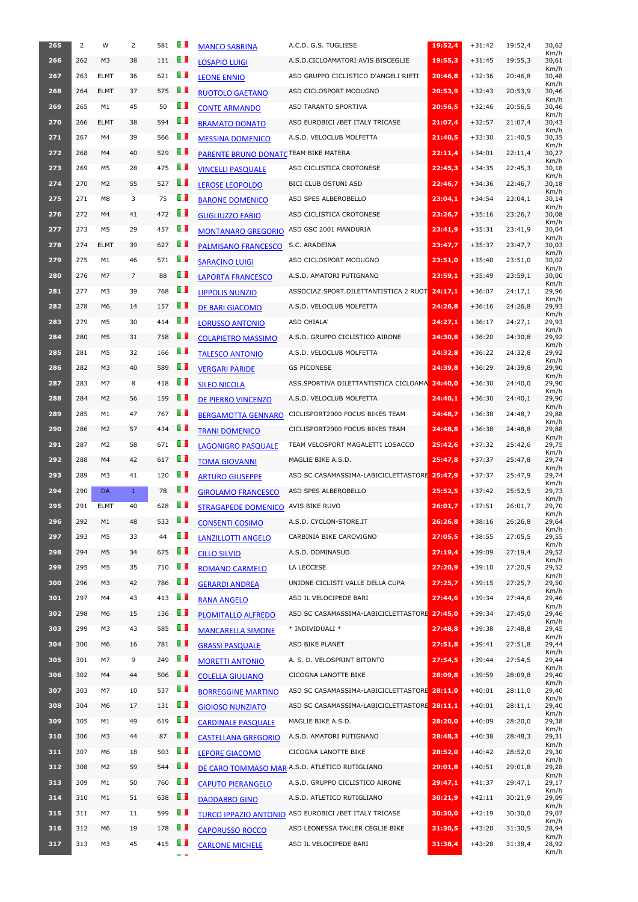| 265 | 2 | W | 2 | 581 | | MANCO SABRINA | A.C.D. G.S. TUGLIESE | 19:52,4 | +31:42 | 19:52,4 | 30,62 Km/h |
|---|---|---|---|---|---|---|---|---|---|---|---|
| 266 | 262 | M3 | 38 | 111 | | LOSAPIO LUIGI | A.S.D.CICLOAMATORI AVIS BISCEGLIE | 19:55,3 | +31:45 | 19:55,3 | 30,61 Km/h |
| 267 | 263 | ELMT | 36 | 621 | | LEONE ENNIO | ASD GRUPPO CICLISTICO D'ANGELI RIETI | 20:46,8 | +32:36 | 20:46,8 | 30,48 Km/h |
| 268 | 264 | ELMT | 37 | 575 | | RUOTOLO GAETANO | ASD CICLOSPORT MODUGNO | 20:53,9 | +32:43 | 20:53,9 | 30,46 Km/h |
| 269 | 265 | M1 | 45 | 50 | | CONTE ARMANDO | ASD TARANTO SPORTIVA | 20:56,5 | +32:46 | 20:56,5 | 30,46 Km/h |
| 270 | 266 | ELMT | 38 | 594 | | BRAMATO DONATO | ASD EUROBICI /BET ITALY TRICASE | 21:07,4 | +32:57 | 21:07,4 | 30,43 Km/h |
| 271 | 267 | M4 | 39 | 566 | | MESSINA DOMENICO | A.S.D. VELOCLUB MOLFETTA | 21:40,5 | +33:30 | 21:40,5 | 30,35 Km/h |
| 272 | 268 | M4 | 40 | 529 | | PARENTE BRUNO DONATC | TEAM BIKE MATERA | 22:11,4 | +34:01 | 22:11,4 | 30,27 Km/h |
| 273 | 269 | M5 | 28 | 475 | | VINCELLI PASQUALE | ASD CICLISTICA CROTONESE | 22:45,3 | +34:35 | 22:45,3 | 30,18 Km/h |
| 274 | 270 | M2 | 55 | 527 | | LEROSE LEOPOLDO | BICI CLUB OSTUNI ASD | 22:46,7 | +34:36 | 22:46,7 | 30,18 Km/h |
| 275 | 271 | M8 | 3 | 75 | | BARONE DOMENICO | ASD SPES ALBEROBELLO | 23:04,1 | +34:54 | 23:04,1 | 30,14 Km/h |
| 276 | 272 | M4 | 41 | 472 | | GUGLIUZZO FABIO | ASD CICLISTICA CROTONESE | 23:26,7 | +35:16 | 23:26,7 | 30,08 Km/h |
| 277 | 273 | M5 | 29 | 457 | | MONTANARO GREGORIO | ASD GSC 2001 MANDURIA | 23:41,9 | +35:31 | 23:41,9 | 30,04 Km/h |
| 278 | 274 | ELMT | 39 | 627 | | PALMISANO FRANCESCO | S.C. ARADEINA | 23:47,7 | +35:37 | 23:47,7 | 30,03 Km/h |
| 279 | 275 | M1 | 46 | 571 | | SARACINO LUIGI | ASD CICLOSPORT MODUGNO | 23:51,0 | +35:40 | 23:51,0 | 30,02 Km/h |
| 280 | 276 | M7 | 7 | 88 | | LAPORTA FRANCESCO | A.S.D. AMATORI PUTIGNANO | 23:59,1 | +35:49 | 23:59,1 | 30,00 Km/h |
| 281 | 277 | M3 | 39 | 768 | | LIPPOLIS NUNZIO | ASSOCIAZ.SPORT.DILETTANTISTICA 2 RUOT | 24:17,1 | +36:07 | 24:17,1 | 29,96 Km/h |
| 282 | 278 | M6 | 14 | 157 | | DE BARI GIACOMO | A.S.D. VELOCLUB MOLFETTA | 24:26,8 | +36:16 | 24:26,8 | 29,93 Km/h |
| 283 | 279 | M5 | 30 | 414 | | LORUSSO ANTONIO | ASD CHIALA' | 24:27,1 | +36:17 | 24:27,1 | 29,93 Km/h |
| 284 | 280 | M5 | 31 | 758 | | COLAPIETRO MASSIMO | A.S.D. GRUPPO CICLISTICO AIRONE | 24:30,8 | +36:20 | 24:30,8 | 29,92 Km/h |
| 285 | 281 | M5 | 32 | 166 | | TALESCO ANTONIO | A.S.D. VELOCLUB MOLFETTA | 24:32,8 | +36:22 | 24:32,8 | 29,92 Km/h |
| 286 | 282 | M3 | 40 | 589 | | VERGARI PARIDE | GS PICONESE | 24:39,8 | +36:29 | 24:39,8 | 29,90 Km/h |
| 287 | 283 | M7 | 8 | 418 | | SILEO NICOLA | ASS.SPORTIVA DILETTANTISTICA CICLOAMA | 24:40,0 | +36:30 | 24:40,0 | 29,90 Km/h |
| 288 | 284 | M2 | 56 | 159 | | DE PIERRO VINCENZO | A.S.D. VELOCLUB MOLFETTA | 24:40,1 | +36:30 | 24:40,1 | 29,90 Km/h |
| 289 | 285 | M1 | 47 | 767 | | BERGAMOTTA GENNARO | CICLISPORT2000 FOCUS BIKES TEAM | 24:48,7 | +36:38 | 24:48,7 | 29,88 Km/h |
| 290 | 286 | M2 | 57 | 434 | | TRANI DOMENICO | CICLISPORT2000 FOCUS BIKES TEAM | 24:48,8 | +36:38 | 24:48,8 | 29,88 Km/h |
| 291 | 287 | M2 | 58 | 671 | | LAGONIGRO PASQUALE | TEAM VELOSPORT MAGALETTI LOSACCO | 25:42,6 | +37:32 | 25:42,6 | 29,75 Km/h |
| 292 | 288 | M4 | 42 | 617 | | TOMA GIOVANNI | MAGLIE BIKE A.S.D. | 25:47,8 | +37:37 | 25:47,8 | 29,74 Km/h |
| 293 | 289 | M3 | 41 | 120 | | ARTURO GIUSEPPE | ASD SC CASAMASSIMA-LABICICLETTASTORE | 25:47,9 | +37:37 | 25:47,9 | 29,74 Km/h |
| 294 | 290 | DA | 1 | 78 | | GIROLAMO FRANCESCO | ASD SPES ALBEROBELLO | 25:52,5 | +37:42 | 25:52,5 | 29,73 Km/h |
| 295 | 291 | ELMT | 40 | 628 | | STRAGAPEDE DOMENICO | AVIS BIKE RUVO | 26:01,7 | +37:51 | 26:01,7 | 29,70 Km/h |
| 296 | 292 | M1 | 48 | 533 | | CONSENTI COSIMO | A.S.D. CYCLON-STORE.IT | 26:26,8 | +38:16 | 26:26,8 | 29,64 Km/h |
| 297 | 293 | M5 | 33 | 44 | | LANZILLOTTI ANGELO | CARBINIA BIKE CAROVIGNO | 27:05,5 | +38:55 | 27:05,5 | 29,55 Km/h |
| 298 | 294 | M5 | 34 | 675 | | CILLO SILVIO | A.S.D. DOMINASUD | 27:19,4 | +39:09 | 27:19,4 | 29,52 Km/h |
| 299 | 295 | M5 | 35 | 710 | | ROMANO CARMELO | LA LECCESE | 27:20,9 | +39:10 | 27:20,9 | 29,52 Km/h |
| 300 | 296 | M3 | 42 | 786 | | GERARDI ANDREA | UNIONE CICLISTI VALLE DELLA CUPA | 27:25,7 | +39:15 | 27:25,7 | 29,50 Km/h |
| 301 | 297 | M4 | 43 | 413 | | RANA ANGELO | ASD IL VELOCIPEDE BARI | 27:44,6 | +39:34 | 27:44,6 | 29,46 Km/h |
| 302 | 298 | M6 | 15 | 136 | | PLOMITALLO ALFREDO | ASD SC CASAMASSIMA-LABICICLETTASTORE | 27:45,0 | +39:34 | 27:45,0 | 29,46 Km/h |
| 303 | 299 | M3 | 43 | 585 | | MANCARELLA SIMONE | * INDIVIDUALI * | 27:48,8 | +39:38 | 27:48,8 | 29,45 Km/h |
| 304 | 300 | M6 | 16 | 781 | | GRASSI PASQUALE | ASD BIKE PLANET | 27:51,8 | +39:41 | 27:51,8 | 29,44 Km/h |
| 305 | 301 | M7 | 9 | 249 | | MORETTI ANTONIO | A. S. D. VELOSPRINT BITONTO | 27:54,5 | +39:44 | 27:54,5 | 29,44 Km/h |
| 306 | 302 | M4 | 44 | 506 | | COLELLA GIULIANO | CICOGNA LANOTTE BIKE | 28:09,8 | +39:59 | 28:09,8 | 29,40 Km/h |
| 307 | 303 | M7 | 10 | 537 | | BORREGGINE MARTINO | ASD SC CASAMASSIMA-LABICICLETTASTORE | 28:11,0 | +40:01 | 28:11,0 | 29,40 Km/h |
| 308 | 304 | M6 | 17 | 131 | | GIOIOSO NUNZIATO | ASD SC CASAMASSIMA-LABICICLETTASTORE | 28:11,1 | +40:01 | 28:11,1 | 29,40 Km/h |
| 309 | 305 | M1 | 49 | 619 | | CARDINALE PASQUALE | MAGLIE BIKE A.S.D. | 28:20,0 | +40:09 | 28:20,0 | 29,38 Km/h |
| 310 | 306 | M3 | 44 | 87 | | CASTELLANA GREGORIO | A.S.D. AMATORI PUTIGNANO | 28:48,3 | +40:38 | 28:48,3 | 29,31 Km/h |
| 311 | 307 | M6 | 18 | 503 | | LEPORE GIACOMO | CICOGNA LANOTTE BIKE | 28:52,0 | +40:42 | 28:52,0 | 29,30 Km/h |
| 312 | 308 | M2 | 59 | 544 | | DE CARO TOMMASO MAR | A.S.D. ATLETICO RUTIGLIANO | 29:01,8 | +40:51 | 29:01,8 | 29,28 Km/h |
| 313 | 309 | M1 | 50 | 760 | | CAPUTO PIERANGELO | A.S.D. GRUPPO CICLISTICO AIRONE | 29:47,1 | +41:37 | 29:47,1 | 29,17 Km/h |
| 314 | 310 | M1 | 51 | 638 | | DADDABBO GINO | A.S.D. ATLETICO RUTIGLIANO | 30:21,9 | +42:11 | 30:21,9 | 29,09 Km/h |
| 315 | 311 | M7 | 11 | 599 | | TURCO IPPAZIO ANTONIO | ASD EUROBICI /BET ITALY TRICASE | 30:30,0 | +42:19 | 30:30,0 | 29,07 Km/h |
| 316 | 312 | M6 | 19 | 178 | | CAPORUSSO ROCCO | ASD LEONESSA TAKLER CEGLIE BIKE | 31:30,5 | +43:20 | 31:30,5 | 28,94 Km/h |
| 317 | 313 | M3 | 45 | 415 | | CARLONE MICHELE | ASD IL VELOCIPEDE BARI | 31:38,4 | +43:28 | 31:38,4 | 28,92 Km/h |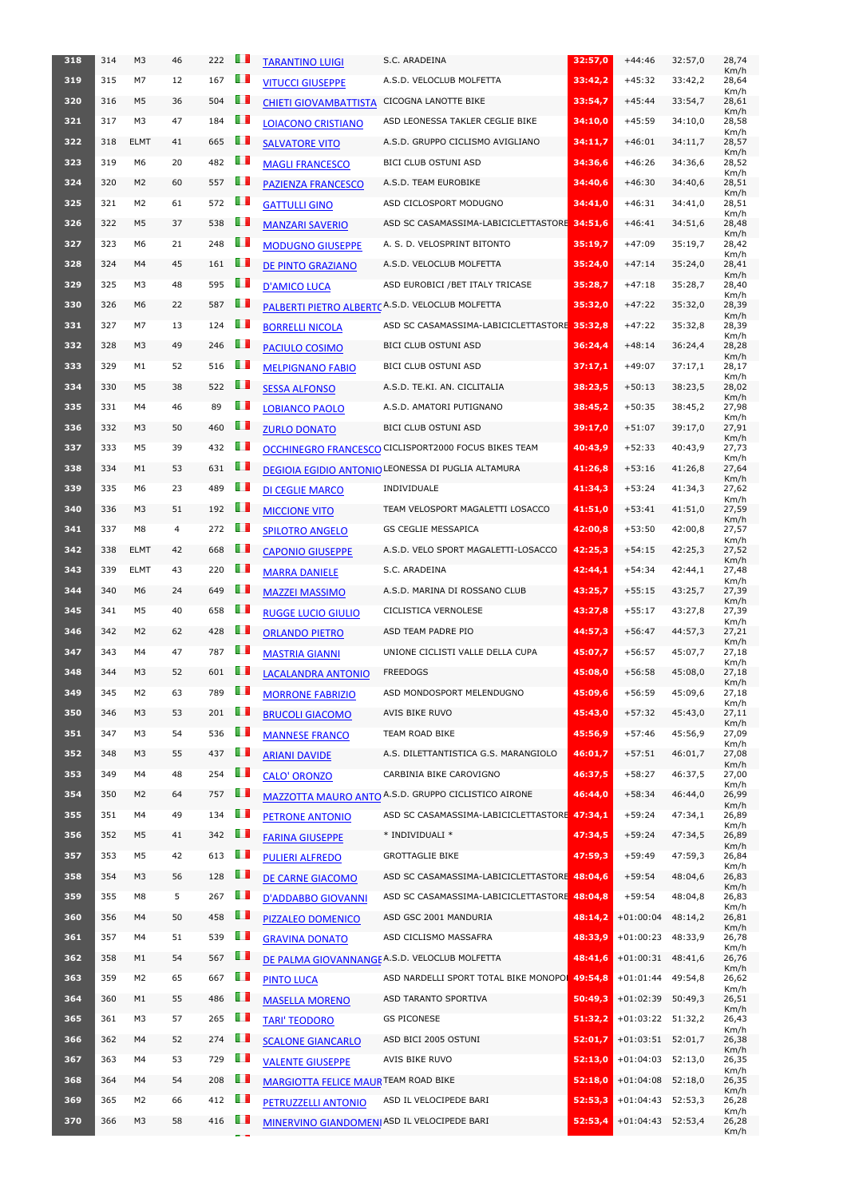| | | | | | | | | | | | |
|---|---|---|---|---|---|---|---|---|---|---|---|
| 318 | 314 | M3 | 46 | 222 | | TARANTINO LUIGI | S.C. ARADEINA | 32:57,0 | +44:46 | 32:57,0 | 28,74 Km/h |
| 319 | 315 | M7 | 12 | 167 | | VITUCCI GIUSEPPE | A.S.D. VELOCLUB MOLFETTA | 33:42,2 | +45:32 | 33:42,2 | 28,64 Km/h |
| 320 | 316 | M5 | 36 | 504 | | CHIETI GIOVAMBATTISTA | CICOGNA LANOTTE BIKE | 33:54,7 | +45:44 | 33:54,7 | 28,61 Km/h |
| 321 | 317 | M3 | 47 | 184 | | LOIACONO CRISTIANO | ASD LEONESSA TAKLER CEGLIE BIKE | 34:10,0 | +45:59 | 34:10,0 | 28,58 Km/h |
| 322 | 318 | ELMT | 41 | 665 | | SALVATORE VITO | A.S.D. GRUPPO CICLISMO AVIGLIANO | 34:11,7 | +46:01 | 34:11,7 | 28,57 Km/h |
| 323 | 319 | M6 | 20 | 482 | | MAGLI FRANCESCO | BICI CLUB OSTUNI ASD | 34:36,6 | +46:26 | 34:36,6 | 28,52 Km/h |
| 324 | 320 | M2 | 60 | 557 | | PAZIENZA FRANCESCO | A.S.D. TEAM EUROBIKE | 34:40,6 | +46:30 | 34:40,6 | 28,51 Km/h |
| 325 | 321 | M2 | 61 | 572 | | GATTULLI GINO | ASD CICLOSPORT MODUGNO | 34:41,0 | +46:31 | 34:41,0 | 28,51 Km/h |
| 326 | 322 | M5 | 37 | 538 | | MANZARI SAVERIO | ASD SC CASAMASSIMA-LABICICLETTASTORE | 34:51,6 | +46:41 | 34:51,6 | 28,48 Km/h |
| 327 | 323 | M6 | 21 | 248 | | MODUGNO GIUSEPPE | A. S. D. VELOSPRINT BITONTO | 35:19,7 | +47:09 | 35:19,7 | 28,42 Km/h |
| 328 | 324 | M4 | 45 | 161 | | DE PINTO GRAZIANO | A.S.D. VELOCLUB MOLFETTA | 35:24,0 | +47:14 | 35:24,0 | 28,41 Km/h |
| 329 | 325 | M3 | 48 | 595 | | D'AMICO LUCA | ASD EUROBICI /BET ITALY TRICASE | 35:28,7 | +47:18 | 35:28,7 | 28,40 Km/h |
| 330 | 326 | M6 | 22 | 587 | | PALBERTI PIETRO ALBERTO | A.S.D. VELOCLUB MOLFETTA | 35:32,0 | +47:22 | 35:32,0 | 28,39 Km/h |
| 331 | 327 | M7 | 13 | 124 | | BORRELLI NICOLA | ASD SC CASAMASSIMA-LABICICLETTASTORE | 35:32,8 | +47:22 | 35:32,8 | 28,39 Km/h |
| 332 | 328 | M3 | 49 | 246 | | PACIULO COSIMO | BICI CLUB OSTUNI ASD | 36:24,4 | +48:14 | 36:24,4 | 28,28 Km/h |
| 333 | 329 | M1 | 52 | 516 | | MELPIGNANO FABIO | BICI CLUB OSTUNI ASD | 37:17,1 | +49:07 | 37:17,1 | 28,17 Km/h |
| 334 | 330 | M5 | 38 | 522 | | SESSA ALFONSO | A.S.D. TE.KI. AN. CICLITALIA | 38:23,5 | +50:13 | 38:23,5 | 28,02 Km/h |
| 335 | 331 | M4 | 46 | 89 | | LOBIANCO PAOLO | A.S.D. AMATORI PUTIGNANO | 38:45,2 | +50:35 | 38:45,2 | 27,98 Km/h |
| 336 | 332 | M3 | 50 | 460 | | ZURLO DONATO | BICI CLUB OSTUNI ASD | 39:17,0 | +51:07 | 39:17,0 | 27,91 Km/h |
| 337 | 333 | M5 | 39 | 432 | | OCCHINEGRO FRANCESCO | CICLISPORT2000 FOCUS BIKES TEAM | 40:43,9 | +52:33 | 40:43,9 | 27,73 Km/h |
| 338 | 334 | M1 | 53 | 631 | | DEGIOIA EGIDIO ANTONIO | LEONESSA DI PUGLIA ALTAMURA | 41:26,8 | +53:16 | 41:26,8 | 27,64 Km/h |
| 339 | 335 | M6 | 23 | 489 | | DI CEGLIE MARCO | INDIVIDUALE | 41:34,3 | +53:24 | 41:34,3 | 27,62 Km/h |
| 340 | 336 | M3 | 51 | 192 | | MICCIONE VITO | TEAM VELOSPORT MAGALETTI LOSACCO | 41:51,0 | +53:41 | 41:51,0 | 27,59 Km/h |
| 341 | 337 | M8 | 4 | 272 | | SPILOTRO ANGELO | GS CEGLIE MESSAPICA | 42:00,8 | +53:50 | 42:00,8 | 27,57 Km/h |
| 342 | 338 | ELMT | 42 | 668 | | CAPONIO GIUSEPPE | A.S.D. VELO SPORT MAGALETTI-LOSACCO | 42:25,3 | +54:15 | 42:25,3 | 27,52 Km/h |
| 343 | 339 | ELMT | 43 | 220 | | MARRA DANIELE | S.C. ARADEINA | 42:44,1 | +54:34 | 42:44,1 | 27,48 Km/h |
| 344 | 340 | M6 | 24 | 649 | | MAZZEI MASSIMO | A.S.D. MARINA DI ROSSANO CLUB | 43:25,7 | +55:15 | 43:25,7 | 27,39 Km/h |
| 345 | 341 | M5 | 40 | 658 | | RUGGE LUCIO GIULIO | CICLISTICA VERNOLESE | 43:27,8 | +55:17 | 43:27,8 | 27,39 Km/h |
| 346 | 342 | M2 | 62 | 428 | | ORLANDO PIETRO | ASD TEAM PADRE PIO | 44:57,3 | +56:47 | 44:57,3 | 27,21 Km/h |
| 347 | 343 | M4 | 47 | 787 | | MASTRIA GIANNI | UNIONE CICLISTI VALLE DELLA CUPA | 45:07,7 | +56:57 | 45:07,7 | 27,18 Km/h |
| 348 | 344 | M3 | 52 | 601 | | LACALANDRA ANTONIO | FREEDOGS | 45:08,0 | +56:58 | 45:08,0 | 27,18 Km/h |
| 349 | 345 | M2 | 63 | 789 | | MORRONE FABRIZIO | ASD MONDOSPORT MELENDUGNO | 45:09,6 | +56:59 | 45:09,6 | 27,18 Km/h |
| 350 | 346 | M3 | 53 | 201 | | BRUCOLI GIACOMO | AVIS BIKE RUVO | 45:43,0 | +57:32 | 45:43,0 | 27,11 Km/h |
| 351 | 347 | M3 | 54 | 536 | | MANNESE FRANCO | TEAM ROAD BIKE | 45:56,9 | +57:46 | 45:56,9 | 27,09 Km/h |
| 352 | 348 | M3 | 55 | 437 | | ARIANI DAVIDE | A.S. DILETTANTISTICA G.S. MARANGIOLO | 46:01,7 | +57:51 | 46:01,7 | 27,08 Km/h |
| 353 | 349 | M4 | 48 | 254 | | CALO' ORONZO | CARBINIA BIKE CAROVIGNO | 46:37,5 | +58:27 | 46:37,5 | 27,00 Km/h |
| 354 | 350 | M2 | 64 | 757 | | MAZZOTTA MAURO ANTO | A.S.D. GRUPPO CICLISTICO AIRONE | 46:44,0 | +58:34 | 46:44,0 | 26,99 Km/h |
| 355 | 351 | M4 | 49 | 134 | | PETRONE ANTONIO | ASD SC CASAMASSIMA-LABICICLETTASTORE | 47:34,1 | +59:24 | 47:34,1 | 26,89 Km/h |
| 356 | 352 | M5 | 41 | 342 | | FARINA GIUSEPPE | * INDIVIDUALI * | 47:34,5 | +59:24 | 47:34,5 | 26,89 Km/h |
| 357 | 353 | M5 | 42 | 613 | | PULIERI ALFREDO | GROTTAGLIE BIKE | 47:59,3 | +59:49 | 47:59,3 | 26,84 Km/h |
| 358 | 354 | M3 | 56 | 128 | | DE CARNE GIACOMO | ASD SC CASAMASSIMA-LABICICLETTASTORE | 48:04,6 | +59:54 | 48:04,6 | 26,83 Km/h |
| 359 | 355 | M8 | 5 | 267 | | D'ADDABBO GIOVANNI | ASD SC CASAMASSIMA-LABICICLETTASTORE | 48:04,8 | +59:54 | 48:04,8 | 26,83 Km/h |
| 360 | 356 | M4 | 50 | 458 | | PIZZALEO DOMENICO | ASD GSC 2001 MANDURIA | 48:14,2 | +01:00:04 | 48:14,2 | 26,81 Km/h |
| 361 | 357 | M4 | 51 | 539 | | GRAVINA DONATO | ASD CICLISMO MASSAFRA | 48:33,9 | +01:00:23 | 48:33,9 | 26,78 Km/h |
| 362 | 358 | M1 | 54 | 567 | | DE PALMA GIOVANNANGE | A.S.D. VELOCLUB MOLFETTA | 48:41,6 | +01:00:31 | 48:41,6 | 26,76 Km/h |
| 363 | 359 | M2 | 65 | 667 | | PINTO LUCA | ASD NARDELLI SPORT TOTAL BIKE MONOPOL | 49:54,8 | +01:01:44 | 49:54,8 | 26,62 Km/h |
| 364 | 360 | M1 | 55 | 486 | | MASELLA MORENO | ASD TARANTO SPORTIVA | 50:49,3 | +01:02:39 | 50:49,3 | 26,51 Km/h |
| 365 | 361 | M3 | 57 | 265 | | TARI' TEODORO | GS PICONESE | 51:32,2 | +01:03:22 | 51:32,2 | 26,43 Km/h |
| 366 | 362 | M4 | 52 | 274 | | SCALONE GIANCARLO | ASD BICI 2005 OSTUNI | 52:01,7 | +01:03:51 | 52:01,7 | 26,38 Km/h |
| 367 | 363 | M4 | 53 | 729 | | VALENTE GIUSEPPE | AVIS BIKE RUVO | 52:13,0 | +01:04:03 | 52:13,0 | 26,35 Km/h |
| 368 | 364 | M4 | 54 | 208 | | MARGIOTTA FELICE MAUR | TEAM ROAD BIKE | 52:18,0 | +01:04:08 | 52:18,0 | 26,35 Km/h |
| 369 | 365 | M2 | 66 | 412 | | PETRUZZELLI ANTONIO | ASD IL VELOCIPEDE BARI | 52:53,3 | +01:04:43 | 52:53,3 | 26,28 Km/h |
| 370 | 366 | M3 | 58 | 416 | | MINERVINO GIANDOMENI | ASD IL VELOCIPEDE BARI | 52:53,4 | +01:04:43 | 52:53,4 | 26,28 Km/h |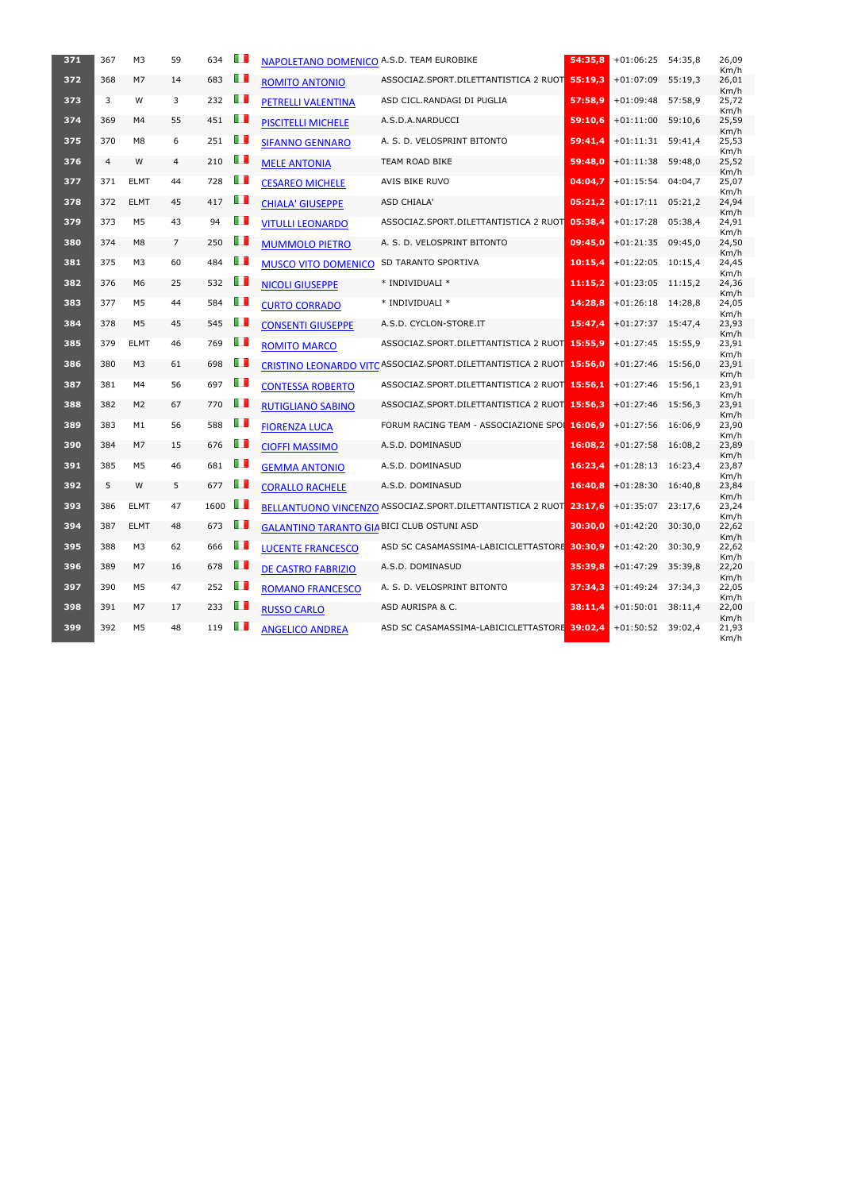| | | | | | | | | | | | | |
|---|---|---|---|---|---|---|---|---|---|---|---|---|
| 371 | 367 | M3 | 59 | 634 | | NAPOLETANO DOMENICO | A.S.D. TEAM EUROBIKE | 54:35,8 | +01:06:25 | 54:35,8 | 26,09 Km/h |
| 372 | 368 | M7 | 14 | 683 | | ROMITO ANTONIO | ASSOCIAZ.SPORT.DILETTANTISTICA 2 RUOT | 55:19,3 | +01:07:09 | 55:19,3 | 26,01 Km/h |
| 373 | 3 | W | 3 | 232 | | PETRELLI VALENTINA | ASD CICL.RANDAGI DI PUGLIA | 57:58,9 | +01:09:48 | 57:58,9 | 25,72 Km/h |
| 374 | 369 | M4 | 55 | 451 | | PISCITELLI MICHELE | A.S.D.A.NARDUCCI | 59:10,6 | +01:11:00 | 59:10,6 | 25,59 Km/h |
| 375 | 370 | M8 | 6 | 251 | | SIFANNO GENNARO | A. S. D. VELOSPRINT BITONTO | 59:41,4 | +01:11:31 | 59:41,4 | 25,53 Km/h |
| 376 | 4 | W | 4 | 210 | | MELE ANTONIA | TEAM ROAD BIKE | 59:48,0 | +01:11:38 | 59:48,0 | 25,52 Km/h |
| 377 | 371 | ELMT | 44 | 728 | | CESAREO MICHELE | AVIS BIKE RUVO | 04:04,7 | +01:15:54 | 04:04,7 | 25,07 Km/h |
| 378 | 372 | ELMT | 45 | 417 | | CHIALA' GIUSEPPE | ASD CHIALA' | 05:21,2 | +01:17:11 | 05:21,2 | 24,94 Km/h |
| 379 | 373 | M5 | 43 | 94 | | VITULLI LEONARDO | ASSOCIAZ.SPORT.DILETTANTISTICA 2 RUOT | 05:38,4 | +01:17:28 | 05:38,4 | 24,91 Km/h |
| 380 | 374 | M8 | 7 | 250 | | MUMMOLO PIETRO | A. S. D. VELOSPRINT BITONTO | 09:45,0 | +01:21:35 | 09:45,0 | 24,50 Km/h |
| 381 | 375 | M3 | 60 | 484 | | MUSCO VITO DOMENICO | SD TARANTO SPORTIVA | 10:15,4 | +01:22:05 | 10:15,4 | 24,45 Km/h |
| 382 | 376 | M6 | 25 | 532 | | NICOLI GIUSEPPE | * INDIVIDUALI * | 11:15,2 | +01:23:05 | 11:15,2 | 24,36 Km/h |
| 383 | 377 | M5 | 44 | 584 | | CURTO CORRADO | * INDIVIDUALI * | 14:28,8 | +01:26:18 | 14:28,8 | 24,05 Km/h |
| 384 | 378 | M5 | 45 | 545 | | CONSENTI GIUSEPPE | A.S.D. CYCLON-STORE.IT | 15:47,4 | +01:27:37 | 15:47,4 | 23,93 Km/h |
| 385 | 379 | ELMT | 46 | 769 | | ROMITO MARCO | ASSOCIAZ.SPORT.DILETTANTISTICA 2 RUOT | 15:55,9 | +01:27:45 | 15:55,9 | 23,91 Km/h |
| 386 | 380 | M3 | 61 | 698 | | CRISTINO LEONARDO VITO | ASSOCIAZ.SPORT.DILETTANTISTICA 2 RUOT | 15:56,0 | +01:27:46 | 15:56,0 | 23,91 Km/h |
| 387 | 381 | M4 | 56 | 697 | | CONTESSA ROBERTO | ASSOCIAZ.SPORT.DILETTANTISTICA 2 RUOT | 15:56,1 | +01:27:46 | 15:56,1 | 23,91 Km/h |
| 388 | 382 | M2 | 67 | 770 | | RUTIGLIANO SABINO | ASSOCIAZ.SPORT.DILETTANTISTICA 2 RUOT | 15:56,3 | +01:27:46 | 15:56,3 | 23,91 Km/h |
| 389 | 383 | M1 | 56 | 588 | | FIORENZA LUCA | FORUM RACING TEAM - ASSOCIAZIONE SPOI | 16:06,9 | +01:27:56 | 16:06,9 | 23,90 Km/h |
| 390 | 384 | M7 | 15 | 676 | | CIOFFI MASSIMO | A.S.D. DOMINASUD | 16:08,2 | +01:27:58 | 16:08,2 | 23,89 Km/h |
| 391 | 385 | M5 | 46 | 681 | | GEMMA ANTONIO | A.S.D. DOMINASUD | 16:23,4 | +01:28:13 | 16:23,4 | 23,87 Km/h |
| 392 | 5 | W | 5 | 677 | | CORALLO RACHELE | A.S.D. DOMINASUD | 16:40,8 | +01:28:30 | 16:40,8 | 23,84 Km/h |
| 393 | 386 | ELMT | 47 | 1600 | | BELLANTUONO VINCENZO | ASSOCIAZ.SPORT.DILETTANTISTICA 2 RUOT | 23:17,6 | +01:35:07 | 23:17,6 | 23,24 Km/h |
| 394 | 387 | ELMT | 48 | 673 | | GALANTINO TARANTO GIA | BICI CLUB OSTUNI ASD | 30:30,0 | +01:42:20 | 30:30,0 | 22,62 Km/h |
| 395 | 388 | M3 | 62 | 666 | | LUCENTE FRANCESCO | ASD SC CASAMASSIMA-LABICICLETTASTORE | 30:30,9 | +01:42:20 | 30:30,9 | 22,62 Km/h |
| 396 | 389 | M7 | 16 | 678 | | DE CASTRO FABRIZIO | A.S.D. DOMINASUD | 35:39,8 | +01:47:29 | 35:39,8 | 22,20 Km/h |
| 397 | 390 | M5 | 47 | 252 | | ROMANO FRANCESCO | A. S. D. VELOSPRINT BITONTO | 37:34,3 | +01:49:24 | 37:34,3 | 22,05 Km/h |
| 398 | 391 | M7 | 17 | 233 | | RUSSO CARLO | ASD AURISPA & C. | 38:11,4 | +01:50:01 | 38:11,4 | 22,00 Km/h |
| 399 | 392 | M5 | 48 | 119 | | ANGELICO ANDREA | ASD SC CASAMASSIMA-LABICICLETTASTORE | 39:02,4 | +01:50:52 | 39:02,4 | 21,93 Km/h |